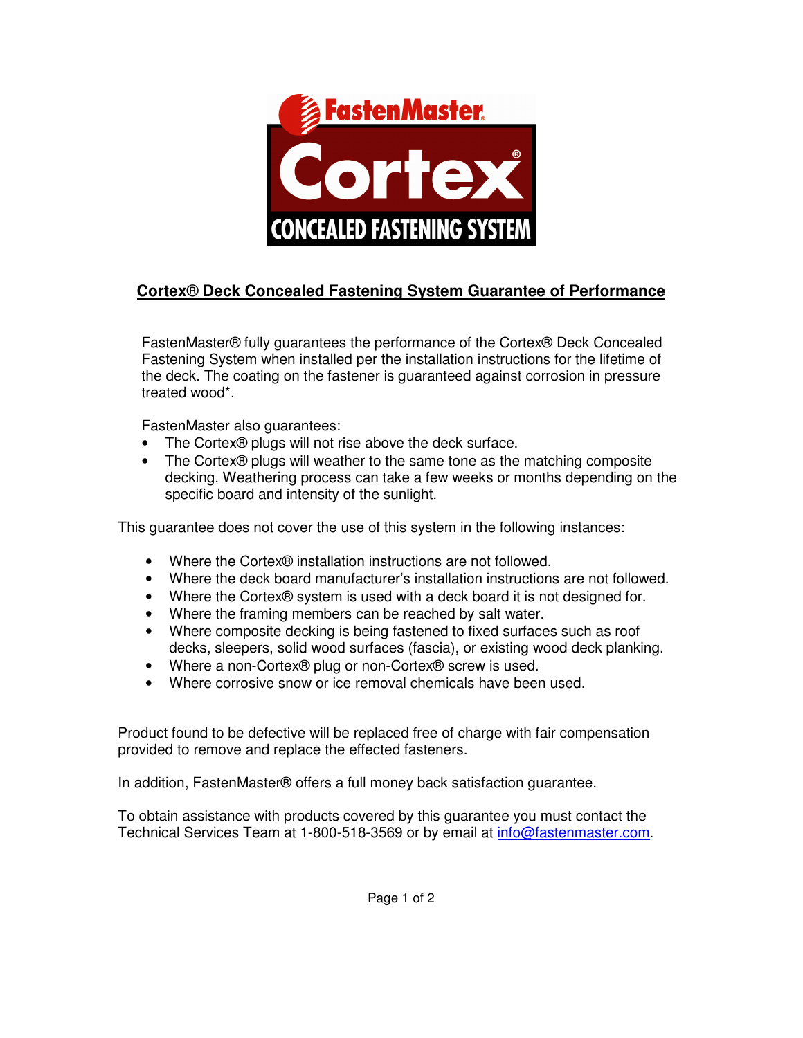FastenMaster®

# Cortex®

CONCEALED FASTENING SYSTEM

## Cortex® Deck Concealed Fastening System Guarantee of Performance

FastenMaster® fully guarantees the performance of the Cortex® Deck Concealed Fastening System when installed per the installation instructions for the lifetime of the deck. The coating on the fastener is guaranteed against corrosion in pressure treated wood*.

FastenMaster also guarantees:

- The Cortex® plugs will not rise above the deck surface.
- The Cortex® plugs will weather to the same tone as the matching composite decking. Weathering process can take a few weeks or months depending on the specific board and intensity of the sunlight.

This guarantee does not cover the use of this system in the following instances:

- Where the Cortex® installation instructions are not followed.
- Where the deck board manufacturer's installation instructions are not followed.
- Where the Cortex® system is used with a deck board it is not designed for.
- Where the framing members can be reached by salt water.
- Where composite decking is being fastened to fixed surfaces such as roof decks, sleepers, solid wood surfaces (fascia), or existing wood deck planking.
- Where a non-Cortex® plug or non-Cortex® screw is used.
- Where corrosive snow or ice removal chemicals have been used.

Product found to be defective will be replaced free of charge with fair compensation provided to remove and replace the effected fasteners.

In addition, FastenMaster® offers a full money back satisfaction guarantee.

To obtain assistance with products covered by this guarantee you must contact the Technical Services Team at 1-800-518-3569 or by email at info@fastenmaster.com.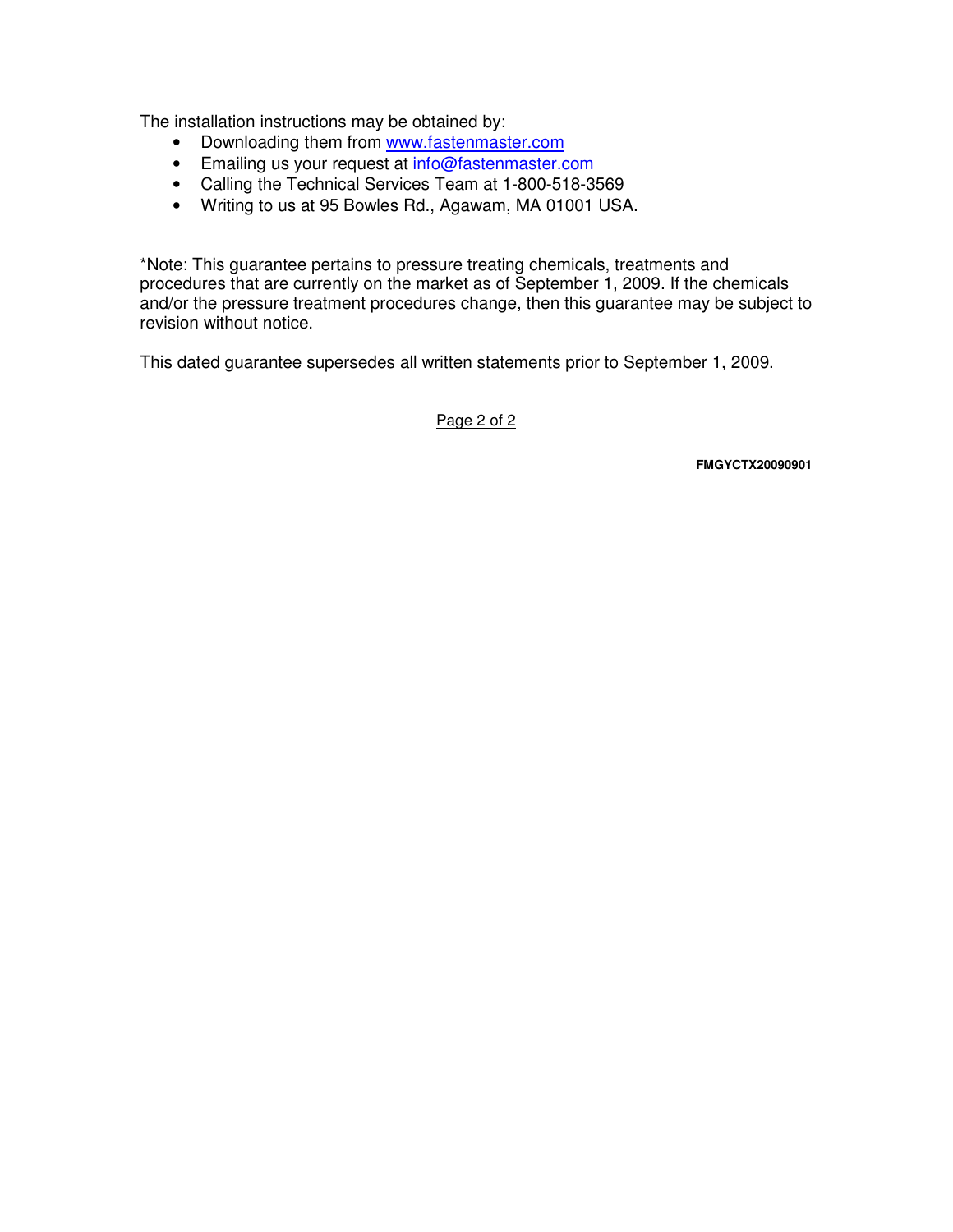The installation instructions may be obtained by:

- Downloading them from www.fastenmaster.com
- Emailing us your request at info@fastenmaster.com
- Calling the Technical Services Team at 1-800-518-3569
- Writing to us at 95 Bowles Rd., Agawam, MA 01001 USA.

*Note: This guarantee pertains to pressure treating chemicals, treatments and procedures that are currently on the market as of September 1, 2009. If the chemicals and/or the pressure treatment procedures change, then this guarantee may be subject to revision without notice.

This dated guarantee supersedes all written statements prior to September 1, 2009.

**FMGYCTX20090901**